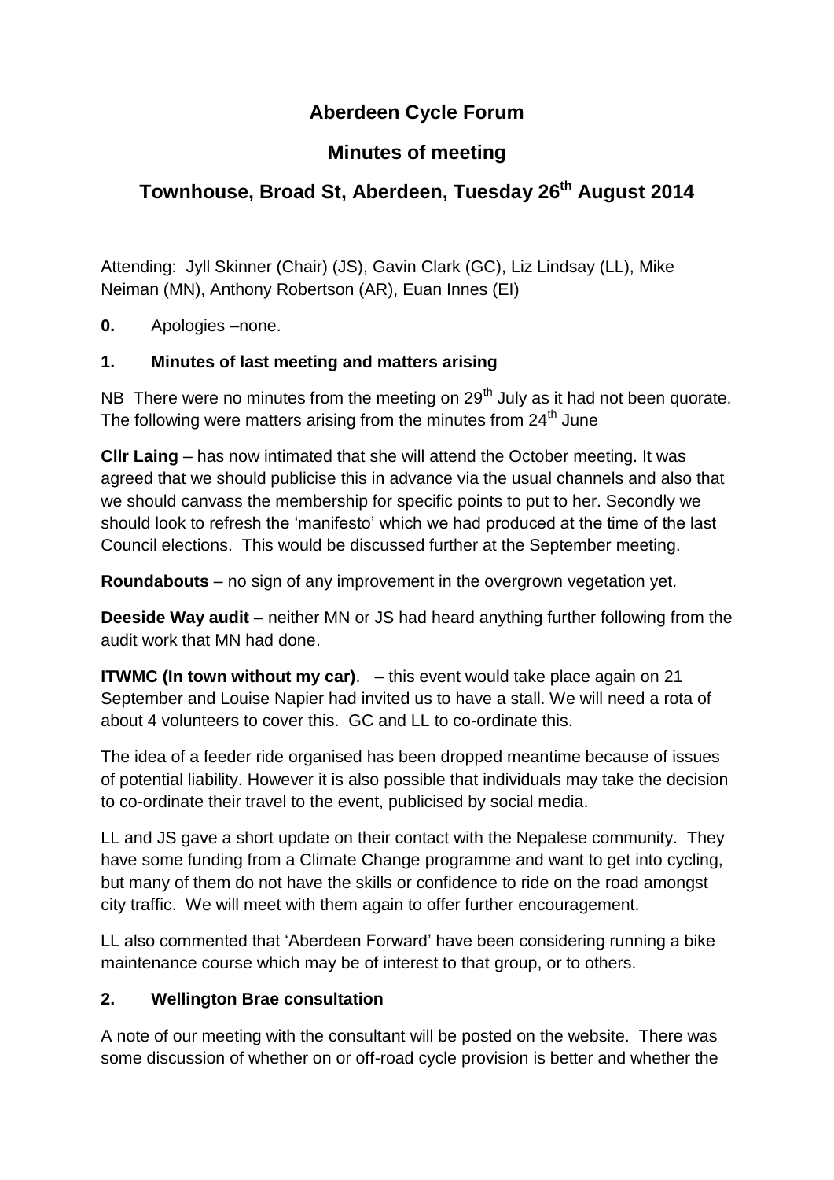# Aberdeen Cycle Forum

## Minutes of meeting

## Townhouse, Broad St, Aberdeen, Tuesday 26th August 2014

Attending: Jyll Skinner (Chair) (JS), Gavin Clark (GC), Liz Lindsay (LL), Mike Neiman (MN), Anthony Robertson (AR), Euan Innes (EI)

**0.** Apologies –none.

**1. Minutes of last meeting and matters arising**

NB There were no minutes from the meeting on 29th July as it had not been quorate. The following were matters arising from the minutes from 24th June

**Cllr Laing** – has now intimated that she will attend the October meeting. It was agreed that we should publicise this in advance via the usual channels and also that we should canvass the membership for specific points to put to her. Secondly we should look to refresh the 'manifesto' which we had produced at the time of the last Council elections. This would be discussed further at the September meeting.

**Roundabouts** – no sign of any improvement in the overgrown vegetation yet.

**Deeside Way audit** – neither MN or JS had heard anything further following from the audit work that MN had done.

**ITWMC (In town without my car)**. – this event would take place again on 21 September and Louise Napier had invited us to have a stall. We will need a rota of about 4 volunteers to cover this. GC and LL to co-ordinate this.

The idea of a feeder ride organised has been dropped meantime because of issues of potential liability. However it is also possible that individuals may take the decision to co-ordinate their travel to the event, publicised by social media.

LL and JS gave a short update on their contact with the Nepalese community. They have some funding from a Climate Change programme and want to get into cycling, but many of them do not have the skills or confidence to ride on the road amongst city traffic. We will meet with them again to offer further encouragement.

LL also commented that 'Aberdeen Forward' have been considering running a bike maintenance course which may be of interest to that group, or to others.

**2. Wellington Brae consultation**

A note of our meeting with the consultant will be posted on the website. There was some discussion of whether on or off-road cycle provision is better and whether the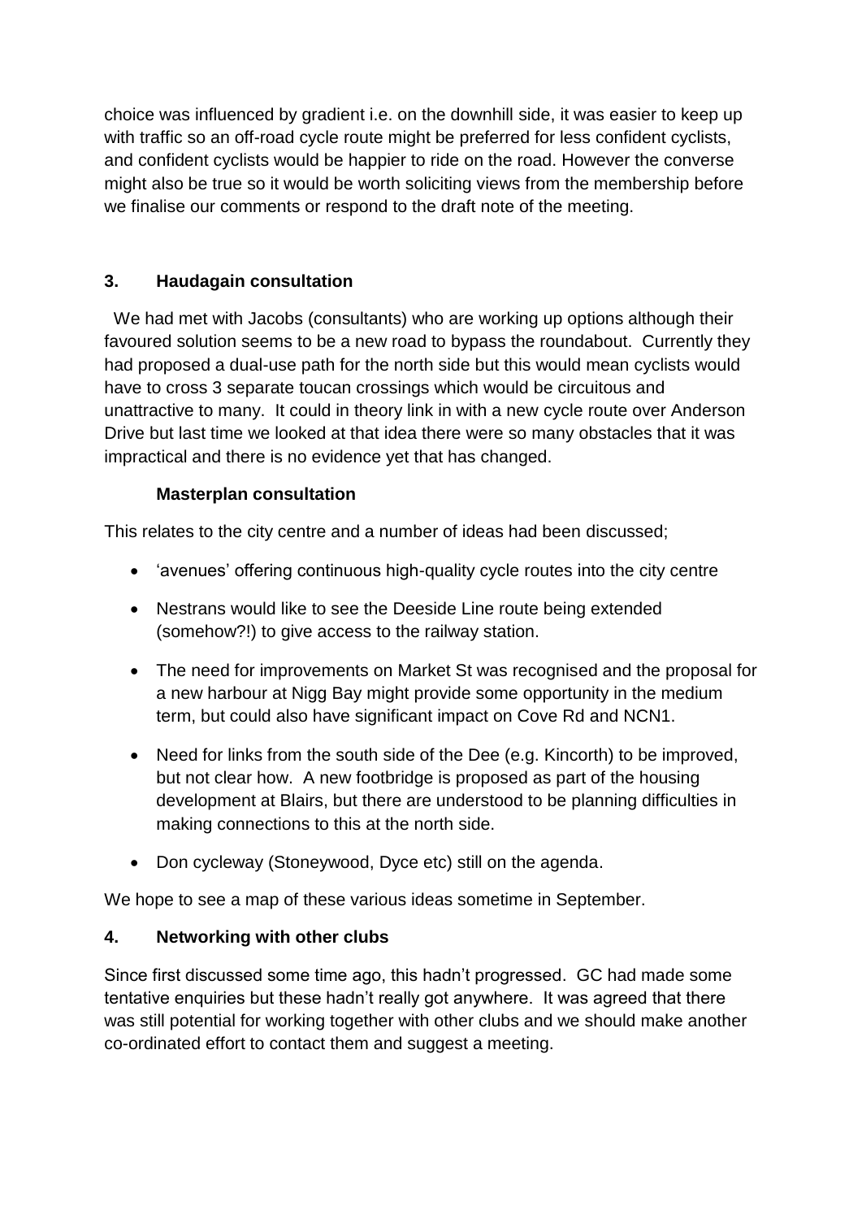choice was influenced by gradient i.e. on the downhill side, it was easier to keep up with traffic so an off-road cycle route might be preferred for less confident cyclists, and confident cyclists would be happier to ride on the road. However the converse might also be true so it would be worth soliciting views from the membership before we finalise our comments or respond to the draft note of the meeting.

**3. Haudagain consultation**

We had met with Jacobs (consultants) who are working up options although their favoured solution seems to be a new road to bypass the roundabout. Currently they had proposed a dual-use path for the north side but this would mean cyclists would have to cross 3 separate toucan crossings which would be circuitous and unattractive to many. It could in theory link in with a new cycle route over Anderson Drive but last time we looked at that idea there were so many obstacles that it was impractical and there is no evidence yet that has changed.

**Masterplan consultation**

This relates to the city centre and a number of ideas had been discussed;

- 'avenues' offering continuous high-quality cycle routes into the city centre
- Nestrans would like to see the Deeside Line route being extended (somehow?!) to give access to the railway station.
- The need for improvements on Market St was recognised and the proposal for a new harbour at Nigg Bay might provide some opportunity in the medium term, but could also have significant impact on Cove Rd and NCN1.
- Need for links from the south side of the Dee (e.g. Kincorth) to be improved, but not clear how. A new footbridge is proposed as part of the housing development at Blairs, but there are understood to be planning difficulties in making connections to this at the north side.
- Don cycleway (Stoneywood, Dyce etc) still on the agenda.

We hope to see a map of these various ideas sometime in September.

**4. Networking with other clubs**

Since first discussed some time ago, this hadn't progressed. GC had made some tentative enquiries but these hadn't really got anywhere. It was agreed that there was still potential for working together with other clubs and we should make another co-ordinated effort to contact them and suggest a meeting.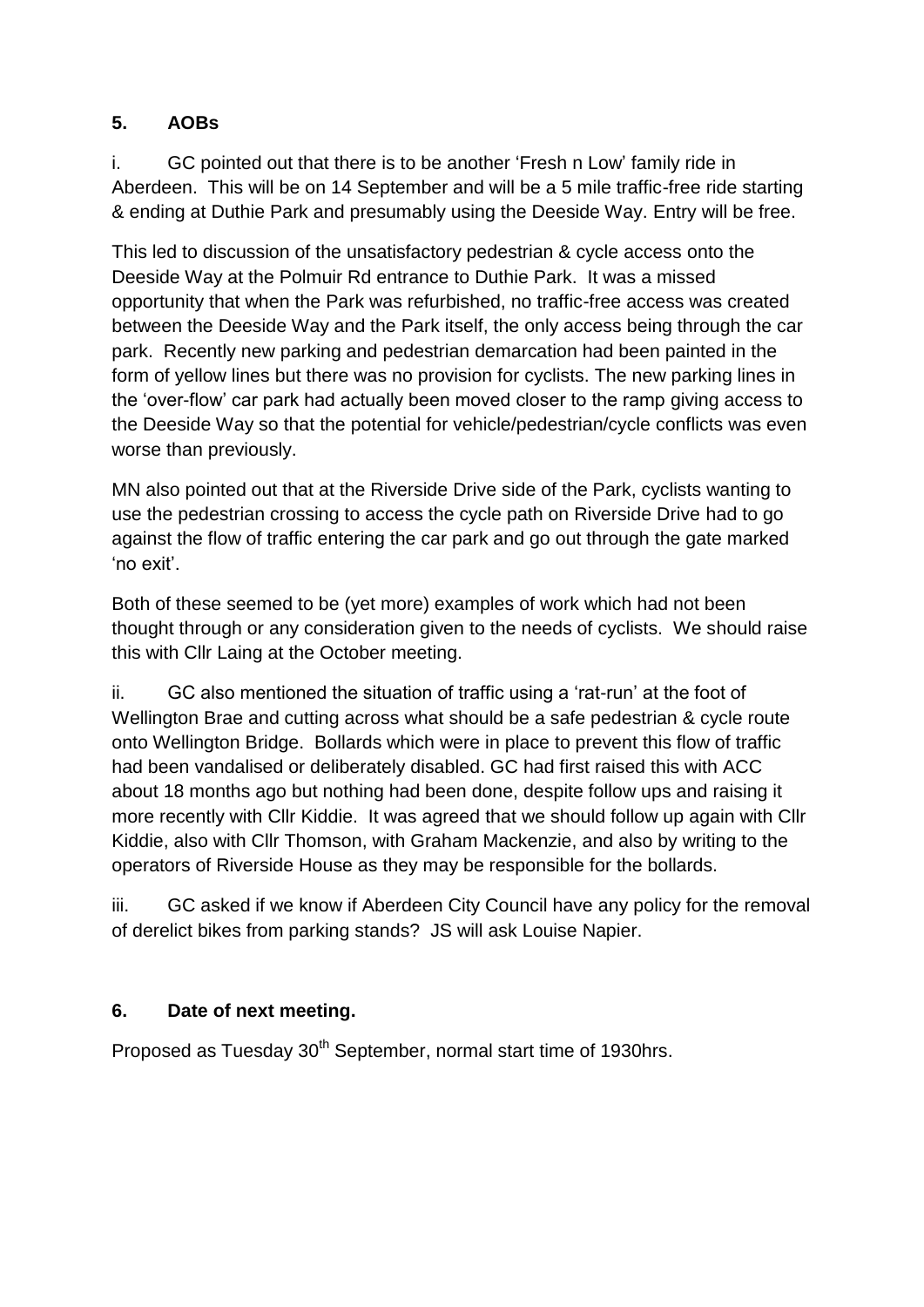## 5. AOBs

i. GC pointed out that there is to be another 'Fresh n Low' family ride in Aberdeen. This will be on 14 September and will be a 5 mile traffic-free ride starting & ending at Duthie Park and presumably using the Deeside Way. Entry will be free.

This led to discussion of the unsatisfactory pedestrian & cycle access onto the Deeside Way at the Polmuir Rd entrance to Duthie Park. It was a missed opportunity that when the Park was refurbished, no traffic-free access was created between the Deeside Way and the Park itself, the only access being through the car park. Recently new parking and pedestrian demarcation had been painted in the form of yellow lines but there was no provision for cyclists. The new parking lines in the 'over-flow' car park had actually been moved closer to the ramp giving access to the Deeside Way so that the potential for vehicle/pedestrian/cycle conflicts was even worse than previously.

MN also pointed out that at the Riverside Drive side of the Park, cyclists wanting to use the pedestrian crossing to access the cycle path on Riverside Drive had to go against the flow of traffic entering the car park and go out through the gate marked 'no exit'.

Both of these seemed to be (yet more) examples of work which had not been thought through or any consideration given to the needs of cyclists. We should raise this with Cllr Laing at the October meeting.

ii. GC also mentioned the situation of traffic using a 'rat-run' at the foot of Wellington Brae and cutting across what should be a safe pedestrian & cycle route onto Wellington Bridge. Bollards which were in place to prevent this flow of traffic had been vandalised or deliberately disabled. GC had first raised this with ACC about 18 months ago but nothing had been done, despite follow ups and raising it more recently with Cllr Kiddie. It was agreed that we should follow up again with Cllr Kiddie, also with Cllr Thomson, with Graham Mackenzie, and also by writing to the operators of Riverside House as they may be responsible for the bollards.

iii. GC asked if we know if Aberdeen City Council have any policy for the removal of derelict bikes from parking stands? JS will ask Louise Napier.

## 6. Date of next meeting.

Proposed as Tuesday 30th September, normal start time of 1930hrs.